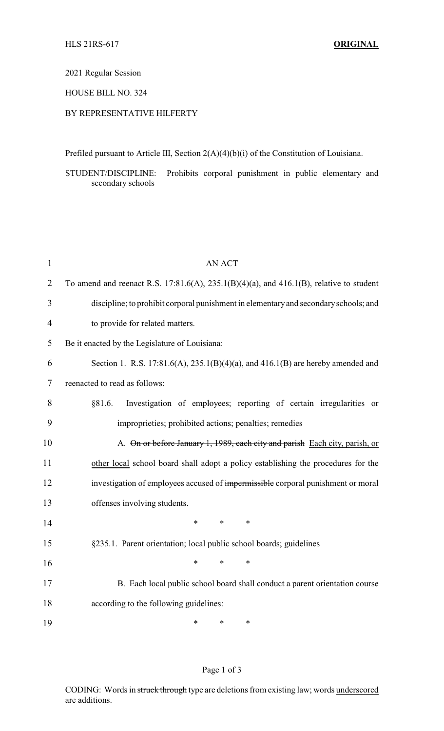HLS 21RS-617 **ORIGINAL**

2021 Regular Session

HOUSE BILL NO. 324

BY REPRESENTATIVE HILFERTY

Prefiled pursuant to Article III, Section 2(A)(4)(b)(i) of the Constitution of Louisiana.

STUDENT/DISCIPLINE: Prohibits corporal punishment in public elementary and secondary schools

AN ACT

To amend and reenact R.S. 17:81.6(A), 235.1(B)(4)(a), and 416.1(B), relative to student discipline; to prohibit corporal punishment in elementary and secondary schools; and to provide for related matters.

Be it enacted by the Legislature of Louisiana:

Section 1. R.S. 17:81.6(A), 235.1(B)(4)(a), and 416.1(B) are hereby amended and reenacted to read as follows:

§81.6. Investigation of employees; reporting of certain irregularities or improprieties; prohibited actions; penalties; remedies

A. ~~On or before January 1, 1989, each city and parish~~ <u>Each city, parish, or other local</u> school board shall adopt a policy establishing the procedures for the investigation of employees accused of ~~impermissible~~ corporal punishment or moral offenses involving students.

\* \* \*

§235.1. Parent orientation; local public school boards; guidelines

\* \* \*

B. Each local public school board shall conduct a parent orientation course according to the following guidelines:

\* \* \*

CODING: Words in ~~struck through~~ type are deletions from existing law; words <u>underscored</u> are additions.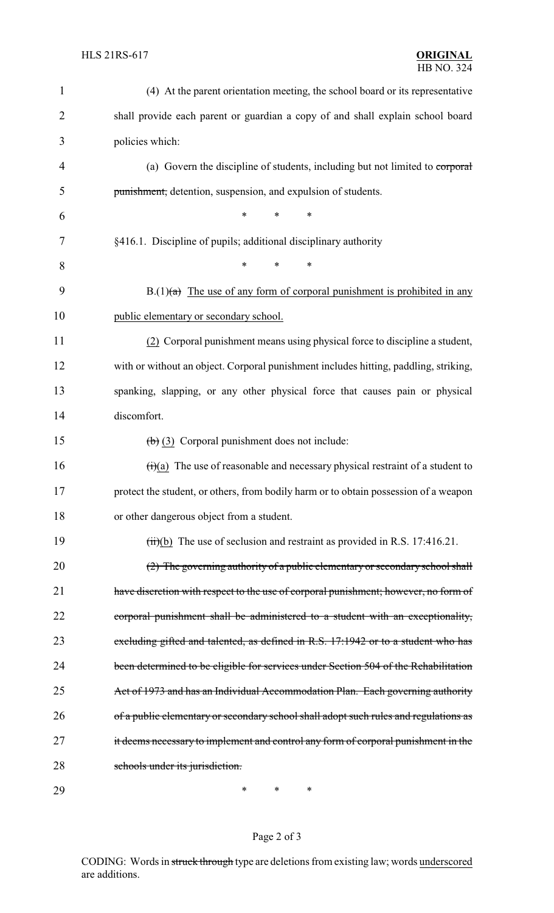(4) At the parent orientation meeting, the school board or its representative shall provide each parent or guardian a copy of and shall explain school board policies which:

(a) Govern the discipline of students, including but not limited to ~~corporal punishment,~~ detention, suspension, and expulsion of students.

\* \* \*

§416.1. Discipline of pupils; additional disciplinary authority

\* \* \*

B.(1)~~(a)~~ <u>The use of any form of corporal punishment is prohibited in any public elementary or secondary school.</u>

<u>(2)</u> Corporal punishment means using physical force to discipline a student, with or without an object. Corporal punishment includes hitting, paddling, striking, spanking, slapping, or any other physical force that causes pain or physical discomfort.

~~(b)~~ <u>(3)</u> Corporal punishment does not include:

~~(i)~~<u>(a)</u> The use of reasonable and necessary physical restraint of a student to protect the student, or others, from bodily harm or to obtain possession of a weapon or other dangerous object from a student.

~~(ii)~~<u>(b)</u> The use of seclusion and restraint as provided in R.S. 17:416.21.

~~(2) The governing authority of a public elementary or secondary school shall have discretion with respect to the use of corporal punishment; however, no form of corporal punishment shall be administered to a student with an exceptionality, excluding gifted and talented, as defined in R.S. 17:1942 or to a student who has been determined to be eligible for services under Section 504 of the Rehabilitation Act of 1973 and has an Individual Accommodation Plan. Each governing authority of a public elementary or secondary school shall adopt such rules and regulations as it deems necessary to implement and control any form of corporal punishment in the schools under its jurisdiction.~~

\* \* \*

CODING: Words in ~~struck through~~ type are deletions from existing law; words <u>underscored</u> are additions.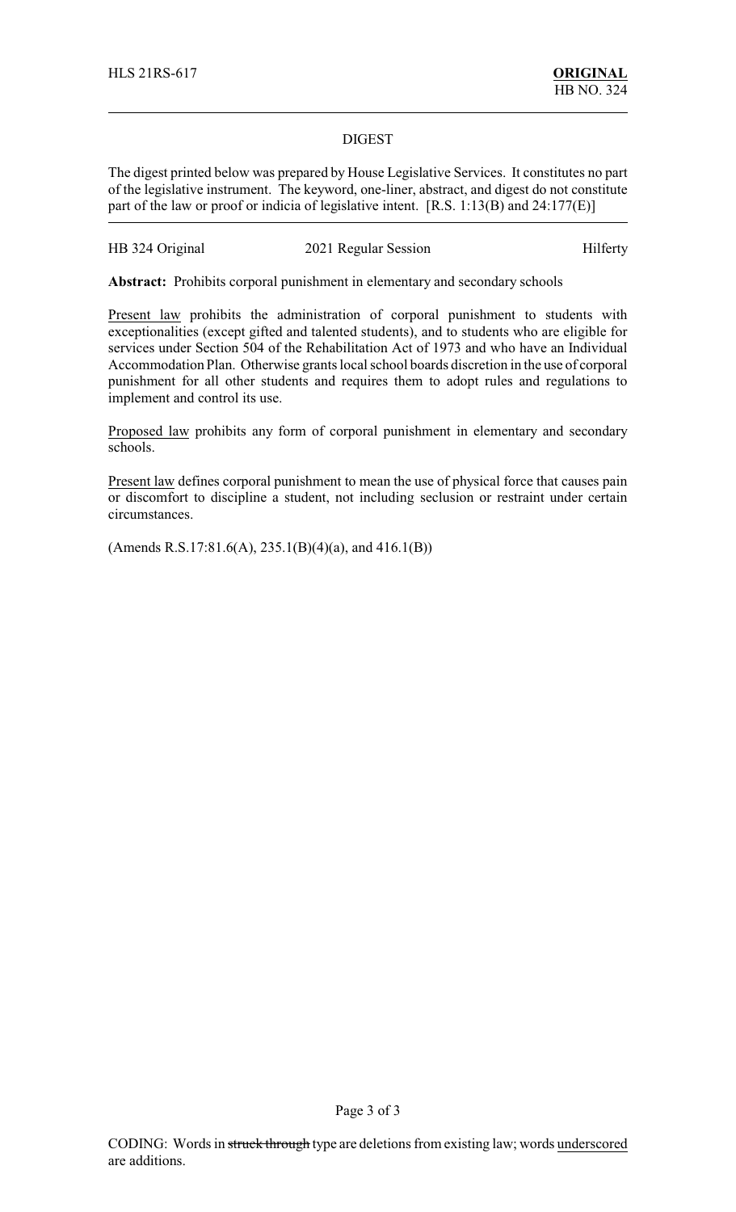HLS 21RS-617 **ORIGINAL**
HB NO. 324

# DIGEST

The digest printed below was prepared by House Legislative Services. It constitutes no part of the legislative instrument. The keyword, one-liner, abstract, and digest do not constitute part of the law or proof or indicia of legislative intent. [R.S. 1:13(B) and 24:177(E)]

HB 324 Original 2021 Regular Session Hilferty

**Abstract:** Prohibits corporal punishment in elementary and secondary schools

Present law prohibits the administration of corporal punishment to students with exceptionalities (except gifted and talented students), and to students who are eligible for services under Section 504 of the Rehabilitation Act of 1973 and who have an Individual Accommodation Plan. Otherwise grants local school boards discretion in the use of corporal punishment for all other students and requires them to adopt rules and regulations to implement and control its use.

Proposed law prohibits any form of corporal punishment in elementary and secondary schools.

Present law defines corporal punishment to mean the use of physical force that causes pain or discomfort to discipline a student, not including seclusion or restraint under certain circumstances.

(Amends R.S.17:81.6(A), 235.1(B)(4)(a), and 416.1(B))

CODING: Words in ~~struck through~~ type are deletions from existing law; words underscored are additions.